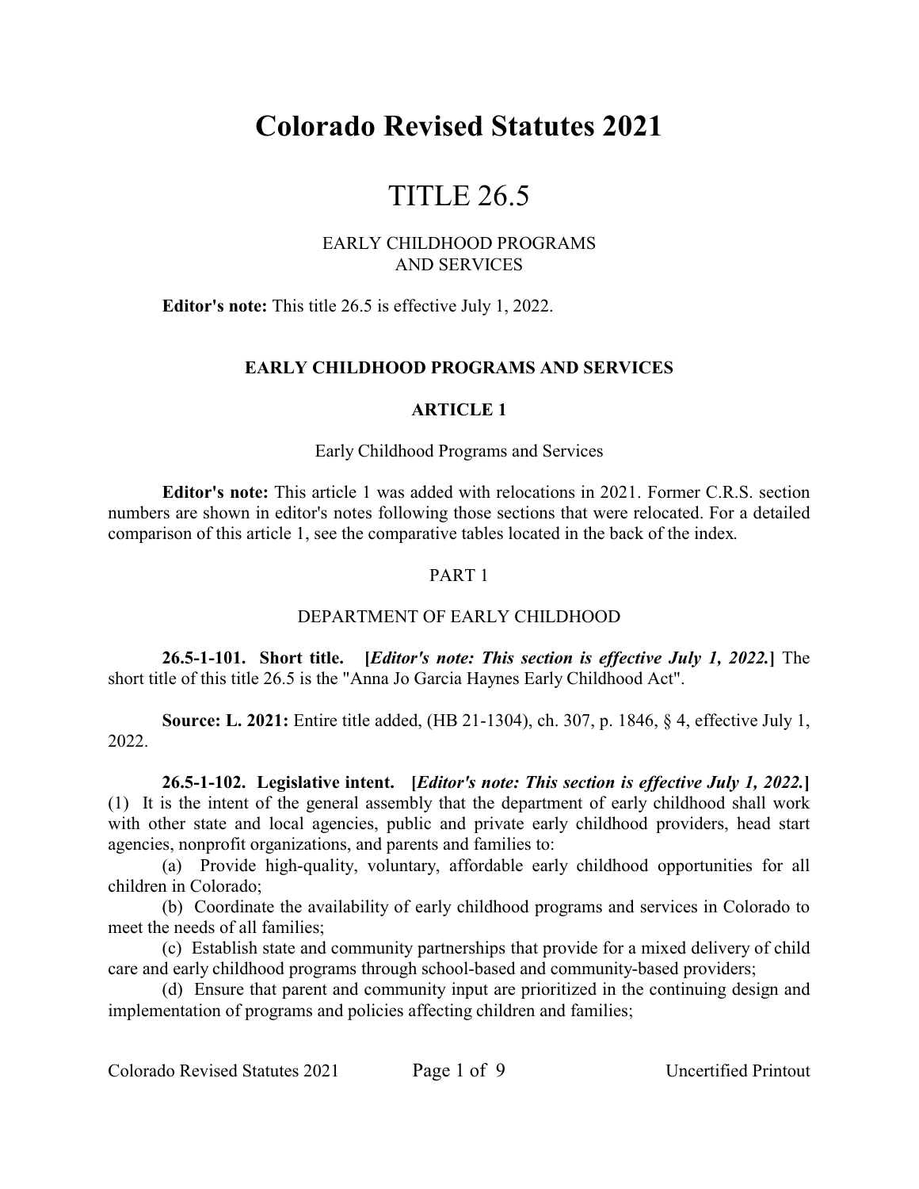# Colorado Revised Statutes 2021

# TITLE 26.5

## EARLY CHILDHOOD PROGRAMS AND SERVICES

**Editor's note:** This title 26.5 is effective July 1, 2022.

### EARLY CHILDHOOD PROGRAMS AND SERVICES

### ARTICLE 1

Early Childhood Programs and Services

**Editor's note:** This article 1 was added with relocations in 2021. Former C.R.S. section numbers are shown in editor's notes following those sections that were relocated. For a detailed comparison of this article 1, see the comparative tables located in the back of the index.

PART 1

DEPARTMENT OF EARLY CHILDHOOD

**26.5-1-101. Short title.** **[*Editor's note: This section is effective July 1, 2022.*]** The short title of this title 26.5 is the "Anna Jo Garcia Haynes Early Childhood Act".

**Source: L. 2021:** Entire title added, (HB 21-1304), ch. 307, p. 1846, § 4, effective July 1, 2022.

**26.5-1-102. Legislative intent.** **[*Editor's note: This section is effective July 1, 2022.*]** (1) It is the intent of the general assembly that the department of early childhood shall work with other state and local agencies, public and private early childhood providers, head start agencies, nonprofit organizations, and parents and families to:

(a) Provide high-quality, voluntary, affordable early childhood opportunities for all children in Colorado;

(b) Coordinate the availability of early childhood programs and services in Colorado to meet the needs of all families;

(c) Establish state and community partnerships that provide for a mixed delivery of child care and early childhood programs through school-based and community-based providers;

(d) Ensure that parent and community input are prioritized in the continuing design and implementation of programs and policies affecting children and families;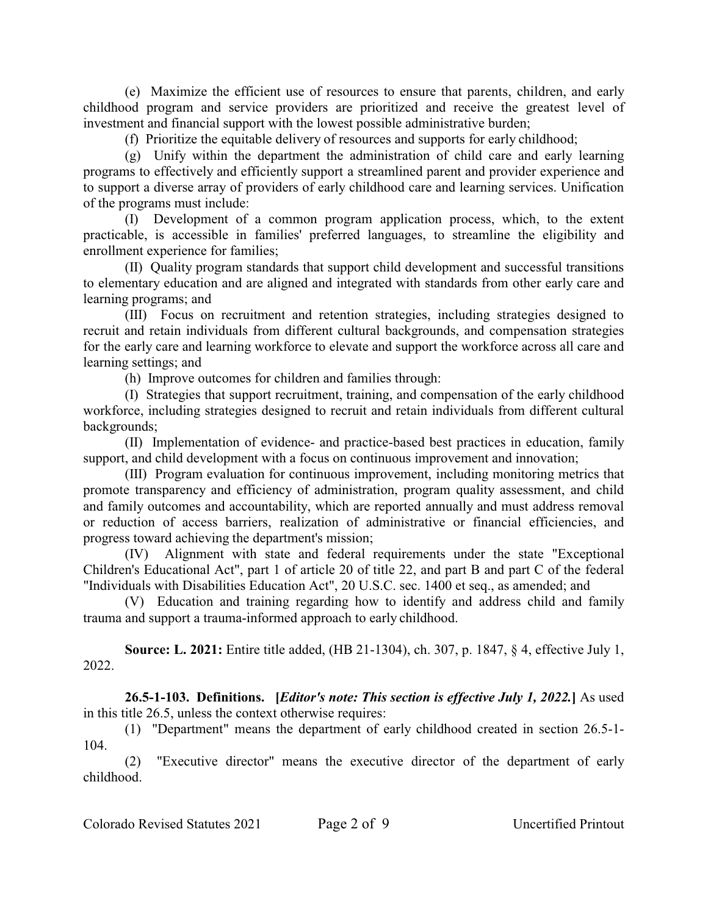(e) Maximize the efficient use of resources to ensure that parents, children, and early childhood program and service providers are prioritized and receive the greatest level of investment and financial support with the lowest possible administrative burden;

(f) Prioritize the equitable delivery of resources and supports for early childhood;

(g) Unify within the department the administration of child care and early learning programs to effectively and efficiently support a streamlined parent and provider experience and to support a diverse array of providers of early childhood care and learning services. Unification of the programs must include:

(I) Development of a common program application process, which, to the extent practicable, is accessible in families' preferred languages, to streamline the eligibility and enrollment experience for families;

(II) Quality program standards that support child development and successful transitions to elementary education and are aligned and integrated with standards from other early care and learning programs; and

(III) Focus on recruitment and retention strategies, including strategies designed to recruit and retain individuals from different cultural backgrounds, and compensation strategies for the early care and learning workforce to elevate and support the workforce across all care and learning settings; and

(h) Improve outcomes for children and families through:

(I) Strategies that support recruitment, training, and compensation of the early childhood workforce, including strategies designed to recruit and retain individuals from different cultural backgrounds;

(II) Implementation of evidence- and practice-based best practices in education, family support, and child development with a focus on continuous improvement and innovation;

(III) Program evaluation for continuous improvement, including monitoring metrics that promote transparency and efficiency of administration, program quality assessment, and child and family outcomes and accountability, which are reported annually and must address removal or reduction of access barriers, realization of administrative or financial efficiencies, and progress toward achieving the department's mission;

(IV) Alignment with state and federal requirements under the state "Exceptional Children's Educational Act", part 1 of article 20 of title 22, and part B and part C of the federal "Individuals with Disabilities Education Act", 20 U.S.C. sec. 1400 et seq., as amended; and

(V) Education and training regarding how to identify and address child and family trauma and support a trauma-informed approach to early childhood.

**Source: L. 2021:** Entire title added, (HB 21-1304), ch. 307, p. 1847, § 4, effective July 1, 2022.

**26.5-1-103. Definitions.** **[*Editor's note: This section is effective July 1, 2022.*]** As used in this title 26.5, unless the context otherwise requires:

(1) "Department" means the department of early childhood created in section 26.5-1-104.

(2) "Executive director" means the executive director of the department of early childhood.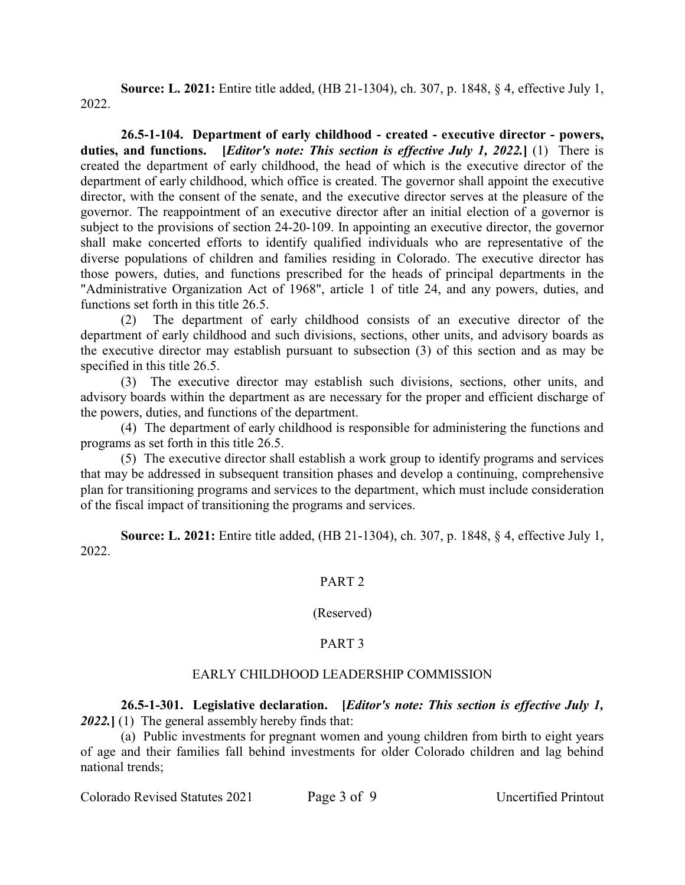**Source: L. 2021:** Entire title added, (HB 21-1304), ch. 307, p. 1848, § 4, effective July 1, 2022.

**26.5-1-104. Department of early childhood - created - executive director - powers, duties, and functions. [*Editor's note: This section is effective July 1, 2022.*]** (1) There is created the department of early childhood, the head of which is the executive director of the department of early childhood, which office is created. The governor shall appoint the executive director, with the consent of the senate, and the executive director serves at the pleasure of the governor. The reappointment of an executive director after an initial election of a governor is subject to the provisions of section 24-20-109. In appointing an executive director, the governor shall make concerted efforts to identify qualified individuals who are representative of the diverse populations of children and families residing in Colorado. The executive director has those powers, duties, and functions prescribed for the heads of principal departments in the "Administrative Organization Act of 1968", article 1 of title 24, and any powers, duties, and functions set forth in this title 26.5.

(2) The department of early childhood consists of an executive director of the department of early childhood and such divisions, sections, other units, and advisory boards as the executive director may establish pursuant to subsection (3) of this section and as may be specified in this title 26.5.

(3) The executive director may establish such divisions, sections, other units, and advisory boards within the department as are necessary for the proper and efficient discharge of the powers, duties, and functions of the department.

(4) The department of early childhood is responsible for administering the functions and programs as set forth in this title 26.5.

(5) The executive director shall establish a work group to identify programs and services that may be addressed in subsequent transition phases and develop a continuing, comprehensive plan for transitioning programs and services to the department, which must include consideration of the fiscal impact of transitioning the programs and services.

**Source: L. 2021:** Entire title added, (HB 21-1304), ch. 307, p. 1848, § 4, effective July 1, 2022.

## PART 2

(Reserved)

## PART 3

## EARLY CHILDHOOD LEADERSHIP COMMISSION

**26.5-1-301. Legislative declaration. [*Editor's note: This section is effective July 1, 2022.*]** (1) The general assembly hereby finds that:

(a) Public investments for pregnant women and young children from birth to eight years of age and their families fall behind investments for older Colorado children and lag behind national trends;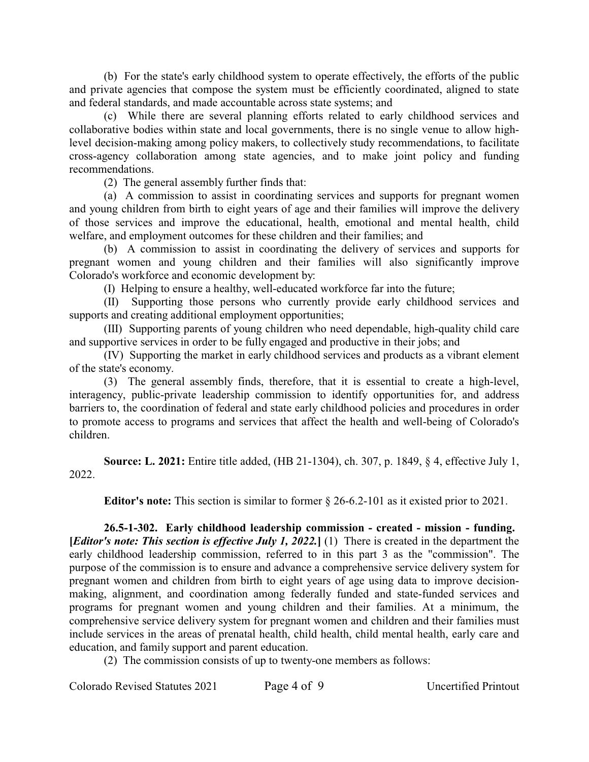(b) For the state's early childhood system to operate effectively, the efforts of the public and private agencies that compose the system must be efficiently coordinated, aligned to state and federal standards, and made accountable across state systems; and

(c) While there are several planning efforts related to early childhood services and collaborative bodies within state and local governments, there is no single venue to allow high-level decision-making among policy makers, to collectively study recommendations, to facilitate cross-agency collaboration among state agencies, and to make joint policy and funding recommendations.

(2) The general assembly further finds that:

(a) A commission to assist in coordinating services and supports for pregnant women and young children from birth to eight years of age and their families will improve the delivery of those services and improve the educational, health, emotional and mental health, child welfare, and employment outcomes for these children and their families; and

(b) A commission to assist in coordinating the delivery of services and supports for pregnant women and young children and their families will also significantly improve Colorado's workforce and economic development by:

(I) Helping to ensure a healthy, well-educated workforce far into the future;

(II) Supporting those persons who currently provide early childhood services and supports and creating additional employment opportunities;

(III) Supporting parents of young children who need dependable, high-quality child care and supportive services in order to be fully engaged and productive in their jobs; and

(IV) Supporting the market in early childhood services and products as a vibrant element of the state's economy.

(3) The general assembly finds, therefore, that it is essential to create a high-level, interagency, public-private leadership commission to identify opportunities for, and address barriers to, the coordination of federal and state early childhood policies and procedures in order to promote access to programs and services that affect the health and well-being of Colorado's children.

**Source: L. 2021:** Entire title added, (HB 21-1304), ch. 307, p. 1849, § 4, effective July 1, 2022.

**Editor's note:** This section is similar to former § 26-6.2-101 as it existed prior to 2021.

**26.5-1-302. Early childhood leadership commission - created - mission - funding. [*Editor's note: This section is effective July 1, 2022.*]** (1) There is created in the department the early childhood leadership commission, referred to in this part 3 as the "commission". The purpose of the commission is to ensure and advance a comprehensive service delivery system for pregnant women and children from birth to eight years of age using data to improve decision-making, alignment, and coordination among federally funded and state-funded services and programs for pregnant women and young children and their families. At a minimum, the comprehensive service delivery system for pregnant women and children and their families must include services in the areas of prenatal health, child health, child mental health, early care and education, and family support and parent education.

(2) The commission consists of up to twenty-one members as follows: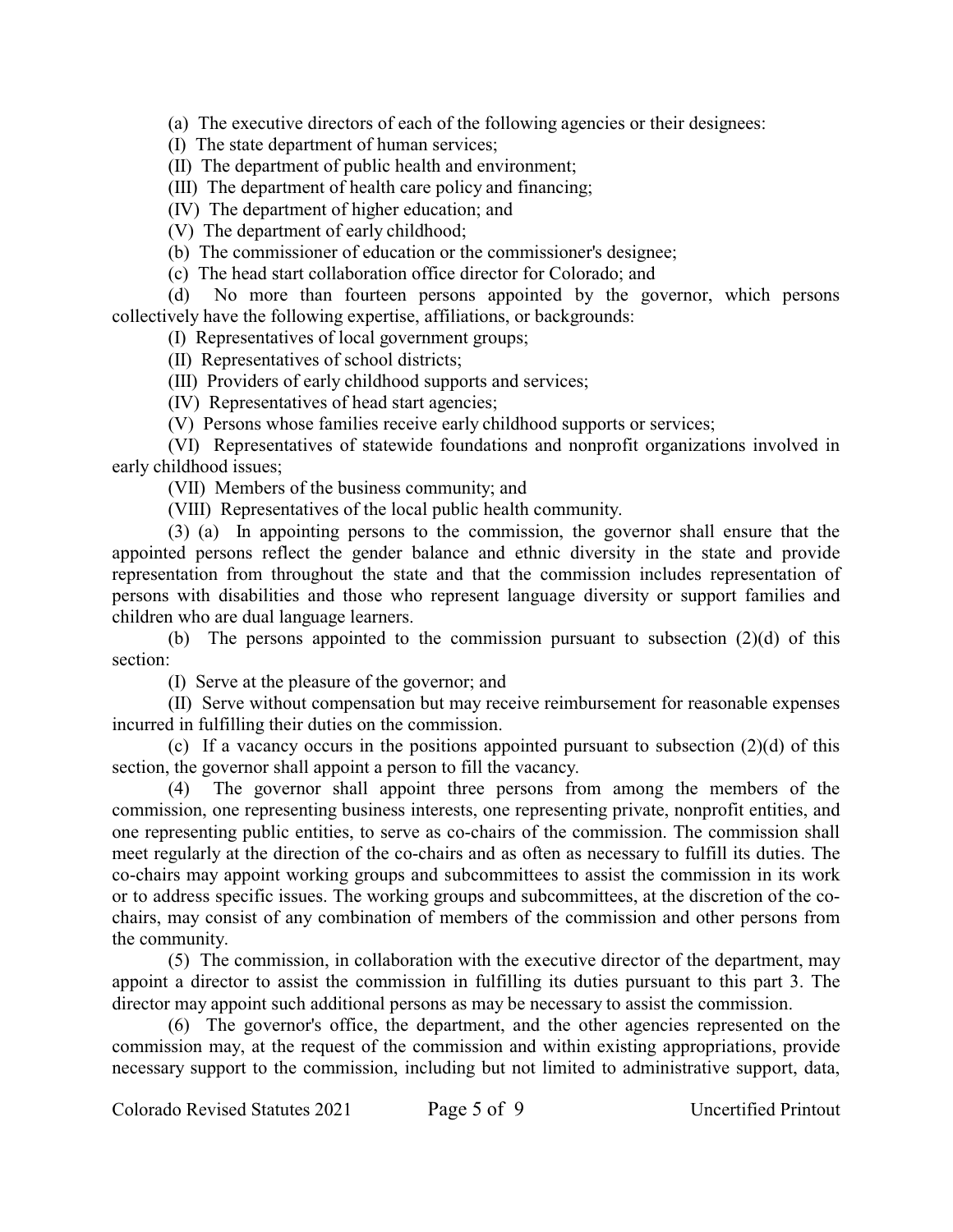(a) The executive directors of each of the following agencies or their designees:

(I) The state department of human services;

(II) The department of public health and environment;

(III) The department of health care policy and financing;

(IV) The department of higher education; and

(V) The department of early childhood;

(b) The commissioner of education or the commissioner's designee;

(c) The head start collaboration office director for Colorado; and

(d) No more than fourteen persons appointed by the governor, which persons collectively have the following expertise, affiliations, or backgrounds:

(I) Representatives of local government groups;

(II) Representatives of school districts;

(III) Providers of early childhood supports and services;

(IV) Representatives of head start agencies;

(V) Persons whose families receive early childhood supports or services;

(VI) Representatives of statewide foundations and nonprofit organizations involved in early childhood issues;

(VII) Members of the business community; and

(VIII) Representatives of the local public health community.

(3) (a) In appointing persons to the commission, the governor shall ensure that the appointed persons reflect the gender balance and ethnic diversity in the state and provide representation from throughout the state and that the commission includes representation of persons with disabilities and those who represent language diversity or support families and children who are dual language learners.

(b) The persons appointed to the commission pursuant to subsection (2)(d) of this section:

(I) Serve at the pleasure of the governor; and

(II) Serve without compensation but may receive reimbursement for reasonable expenses incurred in fulfilling their duties on the commission.

(c) If a vacancy occurs in the positions appointed pursuant to subsection (2)(d) of this section, the governor shall appoint a person to fill the vacancy.

(4) The governor shall appoint three persons from among the members of the commission, one representing business interests, one representing private, nonprofit entities, and one representing public entities, to serve as co-chairs of the commission. The commission shall meet regularly at the direction of the co-chairs and as often as necessary to fulfill its duties. The co-chairs may appoint working groups and subcommittees to assist the commission in its work or to address specific issues. The working groups and subcommittees, at the discretion of the co-chairs, may consist of any combination of members of the commission and other persons from the community.

(5) The commission, in collaboration with the executive director of the department, may appoint a director to assist the commission in fulfilling its duties pursuant to this part 3. The director may appoint such additional persons as may be necessary to assist the commission.

(6) The governor's office, the department, and the other agencies represented on the commission may, at the request of the commission and within existing appropriations, provide necessary support to the commission, including but not limited to administrative support, data,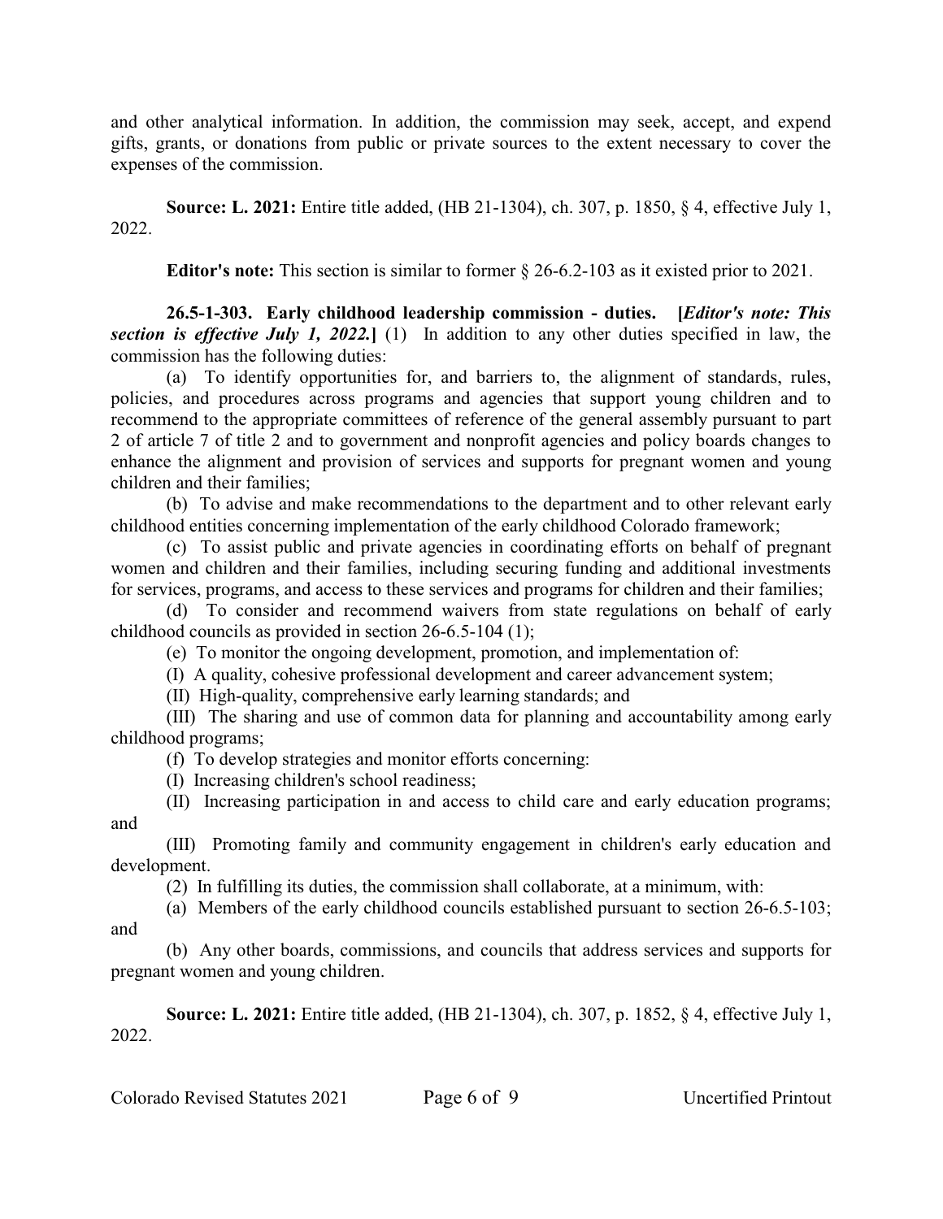and other analytical information. In addition, the commission may seek, accept, and expend gifts, grants, or donations from public or private sources to the extent necessary to cover the expenses of the commission.

**Source: L. 2021:** Entire title added, (HB 21-1304), ch. 307, p. 1850, § 4, effective July 1, 2022.

**Editor's note:** This section is similar to former § 26-6.2-103 as it existed prior to 2021.

**26.5-1-303. Early childhood leadership commission - duties.** **[*Editor's note: This section is effective July 1, 2022.*]** (1) In addition to any other duties specified in law, the commission has the following duties:

(a) To identify opportunities for, and barriers to, the alignment of standards, rules, policies, and procedures across programs and agencies that support young children and to recommend to the appropriate committees of reference of the general assembly pursuant to part 2 of article 7 of title 2 and to government and nonprofit agencies and policy boards changes to enhance the alignment and provision of services and supports for pregnant women and young children and their families;

(b) To advise and make recommendations to the department and to other relevant early childhood entities concerning implementation of the early childhood Colorado framework;

(c) To assist public and private agencies in coordinating efforts on behalf of pregnant women and children and their families, including securing funding and additional investments for services, programs, and access to these services and programs for children and their families;

(d) To consider and recommend waivers from state regulations on behalf of early childhood councils as provided in section 26-6.5-104 (1);

(e) To monitor the ongoing development, promotion, and implementation of:

(I) A quality, cohesive professional development and career advancement system;

(II) High-quality, comprehensive early learning standards; and

(III) The sharing and use of common data for planning and accountability among early childhood programs;

(f) To develop strategies and monitor efforts concerning:

(I) Increasing children's school readiness;

(II) Increasing participation in and access to child care and early education programs; and

(III) Promoting family and community engagement in children's early education and development.

(2) In fulfilling its duties, the commission shall collaborate, at a minimum, with:

(a) Members of the early childhood councils established pursuant to section 26-6.5-103; and

(b) Any other boards, commissions, and councils that address services and supports for pregnant women and young children.

**Source: L. 2021:** Entire title added, (HB 21-1304), ch. 307, p. 1852, § 4, effective July 1, 2022.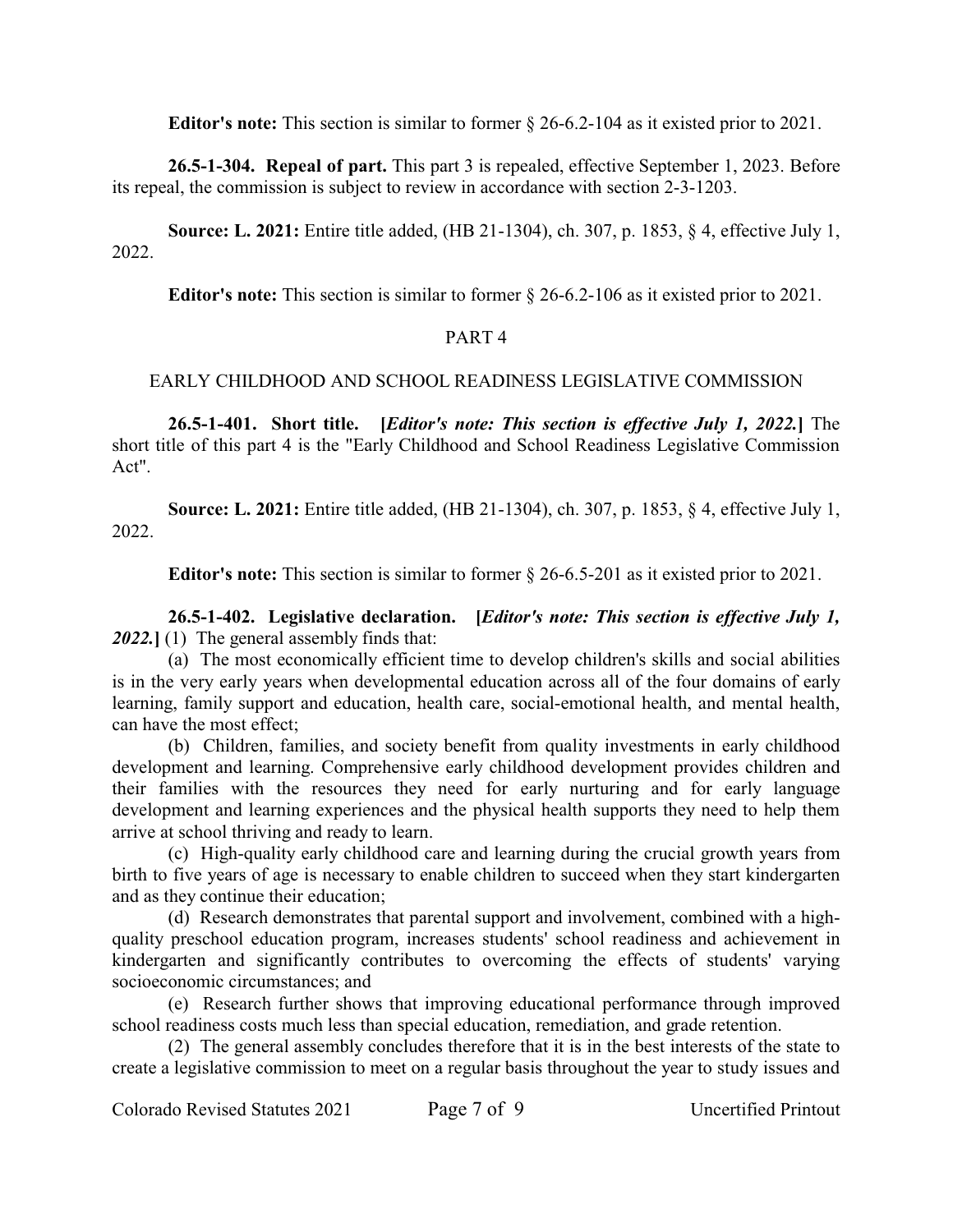**Editor's note:** This section is similar to former § 26-6.2-104 as it existed prior to 2021.

**26.5-1-304. Repeal of part.** This part 3 is repealed, effective September 1, 2023. Before its repeal, the commission is subject to review in accordance with section 2-3-1203.

**Source: L. 2021:** Entire title added, (HB 21-1304), ch. 307, p. 1853, § 4, effective July 1, 2022.

**Editor's note:** This section is similar to former § 26-6.2-106 as it existed prior to 2021.

## PART 4

## EARLY CHILDHOOD AND SCHOOL READINESS LEGISLATIVE COMMISSION

**26.5-1-401. Short title.** **[*Editor's note: This section is effective July 1, 2022.*]** The short title of this part 4 is the "Early Childhood and School Readiness Legislative Commission Act".

**Source: L. 2021:** Entire title added, (HB 21-1304), ch. 307, p. 1853, § 4, effective July 1, 2022.

**Editor's note:** This section is similar to former § 26-6.5-201 as it existed prior to 2021.

**26.5-1-402. Legislative declaration.** **[*Editor's note: This section is effective July 1, 2022.*]** (1) The general assembly finds that:

(a) The most economically efficient time to develop children's skills and social abilities is in the very early years when developmental education across all of the four domains of early learning, family support and education, health care, social-emotional health, and mental health, can have the most effect;

(b) Children, families, and society benefit from quality investments in early childhood development and learning. Comprehensive early childhood development provides children and their families with the resources they need for early nurturing and for early language development and learning experiences and the physical health supports they need to help them arrive at school thriving and ready to learn.

(c) High-quality early childhood care and learning during the crucial growth years from birth to five years of age is necessary to enable children to succeed when they start kindergarten and as they continue their education;

(d) Research demonstrates that parental support and involvement, combined with a high-quality preschool education program, increases students' school readiness and achievement in kindergarten and significantly contributes to overcoming the effects of students' varying socioeconomic circumstances; and

(e) Research further shows that improving educational performance through improved school readiness costs much less than special education, remediation, and grade retention.

(2) The general assembly concludes therefore that it is in the best interests of the state to create a legislative commission to meet on a regular basis throughout the year to study issues and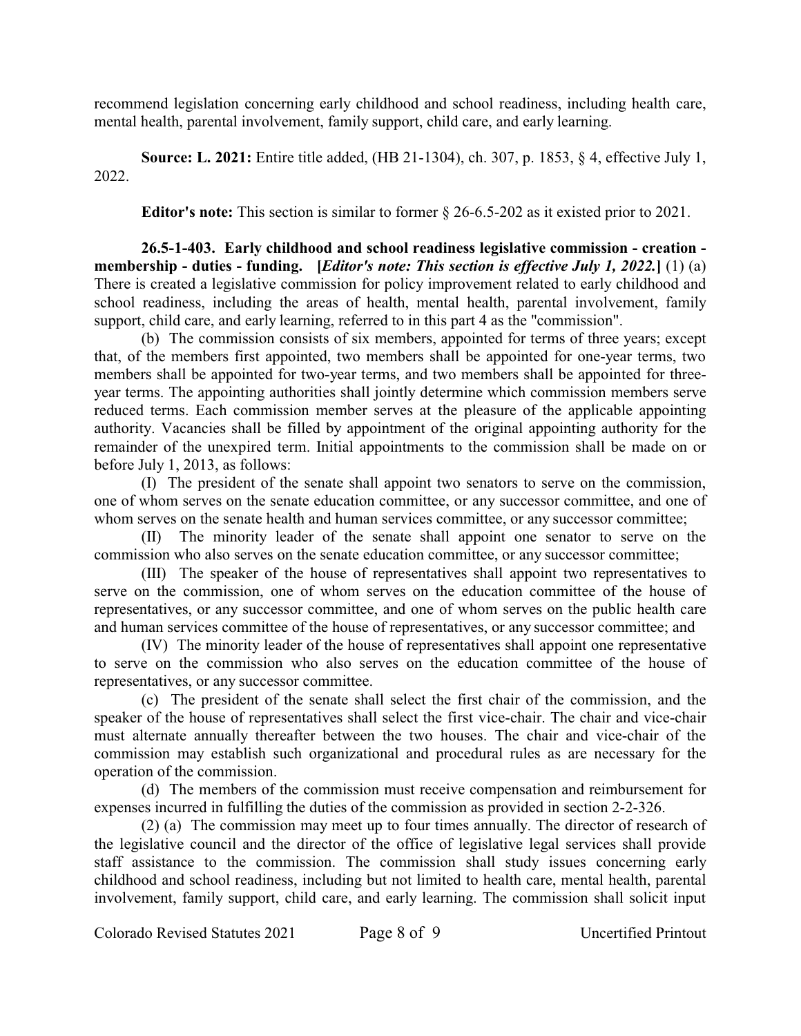recommend legislation concerning early childhood and school readiness, including health care, mental health, parental involvement, family support, child care, and early learning.

**Source: L. 2021:** Entire title added, (HB 21-1304), ch. 307, p. 1853, § 4, effective July 1, 2022.

**Editor's note:** This section is similar to former § 26-6.5-202 as it existed prior to 2021.

**26.5-1-403. Early childhood and school readiness legislative commission - creation - membership - duties - funding.** **[*Editor's note: This section is effective July 1, 2022.*]** (1) (a) There is created a legislative commission for policy improvement related to early childhood and school readiness, including the areas of health, mental health, parental involvement, family support, child care, and early learning, referred to in this part 4 as the "commission".

(b) The commission consists of six members, appointed for terms of three years; except that, of the members first appointed, two members shall be appointed for one-year terms, two members shall be appointed for two-year terms, and two members shall be appointed for three-year terms. The appointing authorities shall jointly determine which commission members serve reduced terms. Each commission member serves at the pleasure of the applicable appointing authority. Vacancies shall be filled by appointment of the original appointing authority for the remainder of the unexpired term. Initial appointments to the commission shall be made on or before July 1, 2013, as follows:

(I) The president of the senate shall appoint two senators to serve on the commission, one of whom serves on the senate education committee, or any successor committee, and one of whom serves on the senate health and human services committee, or any successor committee;

(II) The minority leader of the senate shall appoint one senator to serve on the commission who also serves on the senate education committee, or any successor committee;

(III) The speaker of the house of representatives shall appoint two representatives to serve on the commission, one of whom serves on the education committee of the house of representatives, or any successor committee, and one of whom serves on the public health care and human services committee of the house of representatives, or any successor committee; and

(IV) The minority leader of the house of representatives shall appoint one representative to serve on the commission who also serves on the education committee of the house of representatives, or any successor committee.

(c) The president of the senate shall select the first chair of the commission, and the speaker of the house of representatives shall select the first vice-chair. The chair and vice-chair must alternate annually thereafter between the two houses. The chair and vice-chair of the commission may establish such organizational and procedural rules as are necessary for the operation of the commission.

(d) The members of the commission must receive compensation and reimbursement for expenses incurred in fulfilling the duties of the commission as provided in section 2-2-326.

(2) (a) The commission may meet up to four times annually. The director of research of the legislative council and the director of the office of legislative legal services shall provide staff assistance to the commission. The commission shall study issues concerning early childhood and school readiness, including but not limited to health care, mental health, parental involvement, family support, child care, and early learning. The commission shall solicit input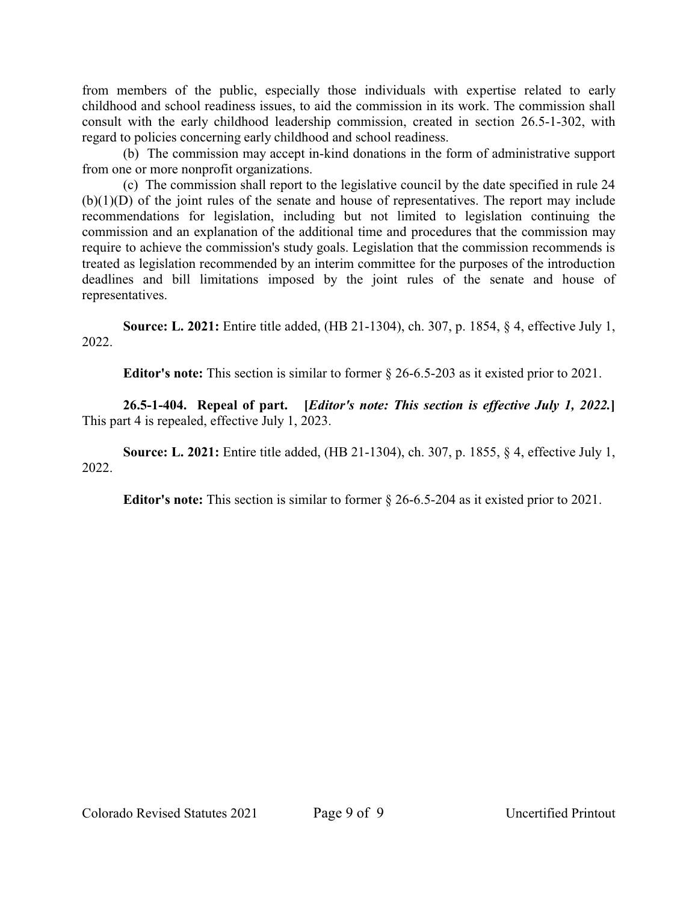from members of the public, especially those individuals with expertise related to early childhood and school readiness issues, to aid the commission in its work. The commission shall consult with the early childhood leadership commission, created in section 26.5-1-302, with regard to policies concerning early childhood and school readiness.

(b) The commission may accept in-kind donations in the form of administrative support from one or more nonprofit organizations.

(c) The commission shall report to the legislative council by the date specified in rule 24 (b)(1)(D) of the joint rules of the senate and house of representatives. The report may include recommendations for legislation, including but not limited to legislation continuing the commission and an explanation of the additional time and procedures that the commission may require to achieve the commission's study goals. Legislation that the commission recommends is treated as legislation recommended by an interim committee for the purposes of the introduction deadlines and bill limitations imposed by the joint rules of the senate and house of representatives.

**Source: L. 2021:** Entire title added, (HB 21-1304), ch. 307, p. 1854, § 4, effective July 1, 2022.

**Editor's note:** This section is similar to former § 26-6.5-203 as it existed prior to 2021.

**26.5-1-404. Repeal of part.** **[*Editor's note: This section is effective July 1, 2022.*]** This part 4 is repealed, effective July 1, 2023.

**Source: L. 2021:** Entire title added, (HB 21-1304), ch. 307, p. 1855, § 4, effective July 1, 2022.

**Editor's note:** This section is similar to former § 26-6.5-204 as it existed prior to 2021.